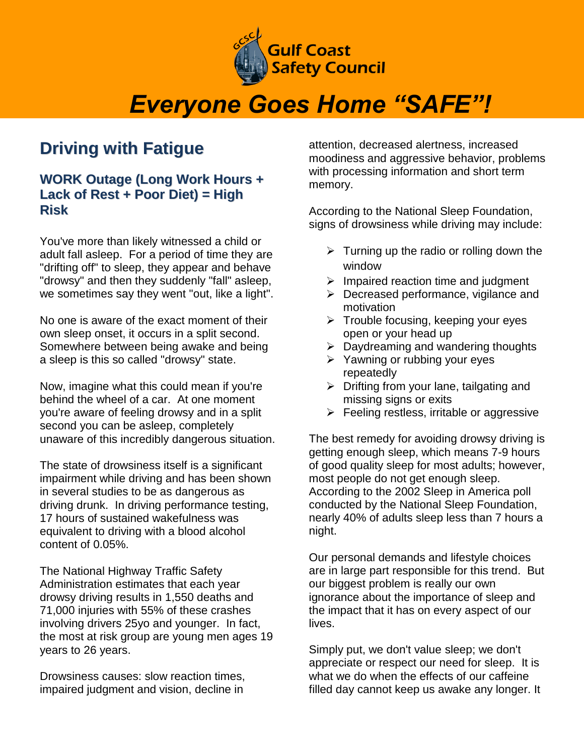Gulf Coast Safety Council

# *Everyone Goes Home "SAFE"!*

## Driving with Fatigue

### WORK Outage (Long Work Hours + Lack of Rest + Poor Diet) = High Risk

You've more than likely witnessed a child or adult fall asleep. For a period of time they are "drifting off" to sleep, they appear and behave "drowsy" and then they suddenly "fall" asleep, we sometimes say they went "out, like a light".

No one is aware of the exact moment of their own sleep onset, it occurs in a split second. Somewhere between being awake and being a sleep is this so called "drowsy" state.

Now, imagine what this could mean if you're behind the wheel of a car. At one moment you're aware of feeling drowsy and in a split second you can be asleep, completely unaware of this incredibly dangerous situation.

The state of drowsiness itself is a significant impairment while driving and has been shown in several studies to be as dangerous as driving drunk. In driving performance testing, 17 hours of sustained wakefulness was equivalent to driving with a blood alcohol content of 0.05%.

The National Highway Traffic Safety Administration estimates that each year drowsy driving results in 1,550 deaths and 71,000 injuries with 55% of these crashes involving drivers 25yo and younger. In fact, the most at risk group are young men ages 19 years to 26 years.

Drowsiness causes: slow reaction times, impaired judgment and vision, decline in attention, decreased alertness, increased moodiness and aggressive behavior, problems with processing information and short term memory.

According to the National Sleep Foundation, signs of drowsiness while driving may include:

- Turning up the radio or rolling down the window
- Impaired reaction time and judgment
- Decreased performance, vigilance and motivation
- Trouble focusing, keeping your eyes open or your head up
- Daydreaming and wandering thoughts
- Yawning or rubbing your eyes repeatedly
- Drifting from your lane, tailgating and missing signs or exits
- Feeling restless, irritable or aggressive

The best remedy for avoiding drowsy driving is getting enough sleep, which means 7-9 hours of good quality sleep for most adults; however, most people do not get enough sleep. According to the 2002 Sleep in America poll conducted by the National Sleep Foundation, nearly 40% of adults sleep less than 7 hours a night.

Our personal demands and lifestyle choices are in large part responsible for this trend. But our biggest problem is really our own ignorance about the importance of sleep and the impact that it has on every aspect of our lives.

Simply put, we don't value sleep; we don't appreciate or respect our need for sleep. It is what we do when the effects of our caffeine filled day cannot keep us awake any longer. It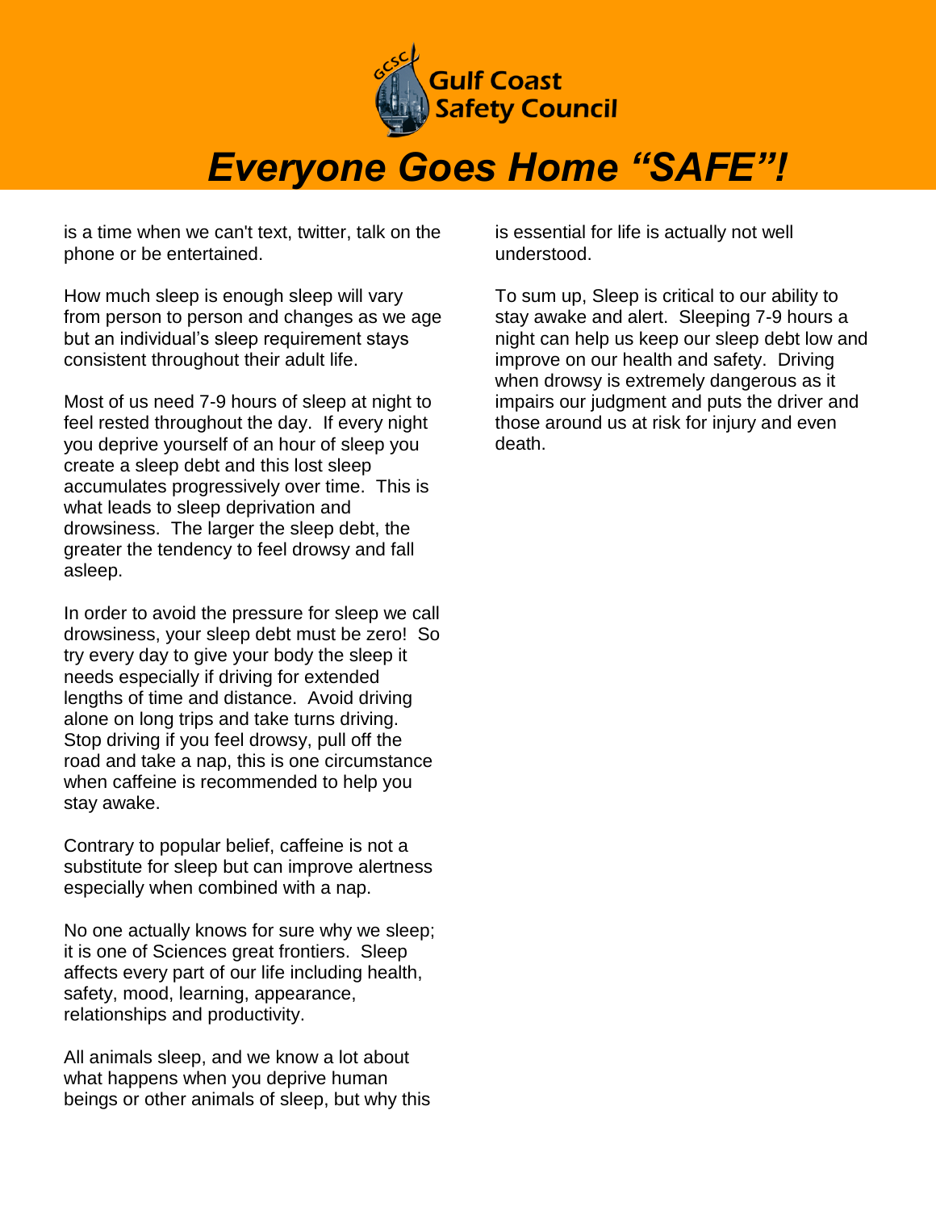is a time when we can't text, twitter, talk on the phone or be entertained.

How much sleep is enough sleep will vary from person to person and changes as we age but an individual's sleep requirement stays consistent throughout their adult life.

Most of us need 7-9 hours of sleep at night to feel rested throughout the day. If every night you deprive yourself of an hour of sleep you create a sleep debt and this lost sleep accumulates progressively over time. This is what leads to sleep deprivation and drowsiness. The larger the sleep debt, the greater the tendency to feel drowsy and fall asleep.

In order to avoid the pressure for sleep we call drowsiness, your sleep debt must be zero! So try every day to give your body the sleep it needs especially if driving for extended lengths of time and distance. Avoid driving alone on long trips and take turns driving. Stop driving if you feel drowsy, pull off the road and take a nap, this is one circumstance when caffeine is recommended to help you stay awake.

Contrary to popular belief, caffeine is not a substitute for sleep but can improve alertness especially when combined with a nap.

No one actually knows for sure why we sleep; it is one of Sciences great frontiers. Sleep affects every part of our life including health, safety, mood, learning, appearance, relationships and productivity.

All animals sleep, and we know a lot about what happens when you deprive human beings or other animals of sleep, but why this is essential for life is actually not well understood.

To sum up, Sleep is critical to our ability to stay awake and alert. Sleeping 7-9 hours a night can help us keep our sleep debt low and improve on our health and safety. Driving when drowsy is extremely dangerous as it impairs our judgment and puts the driver and those around us at risk for injury and even death.